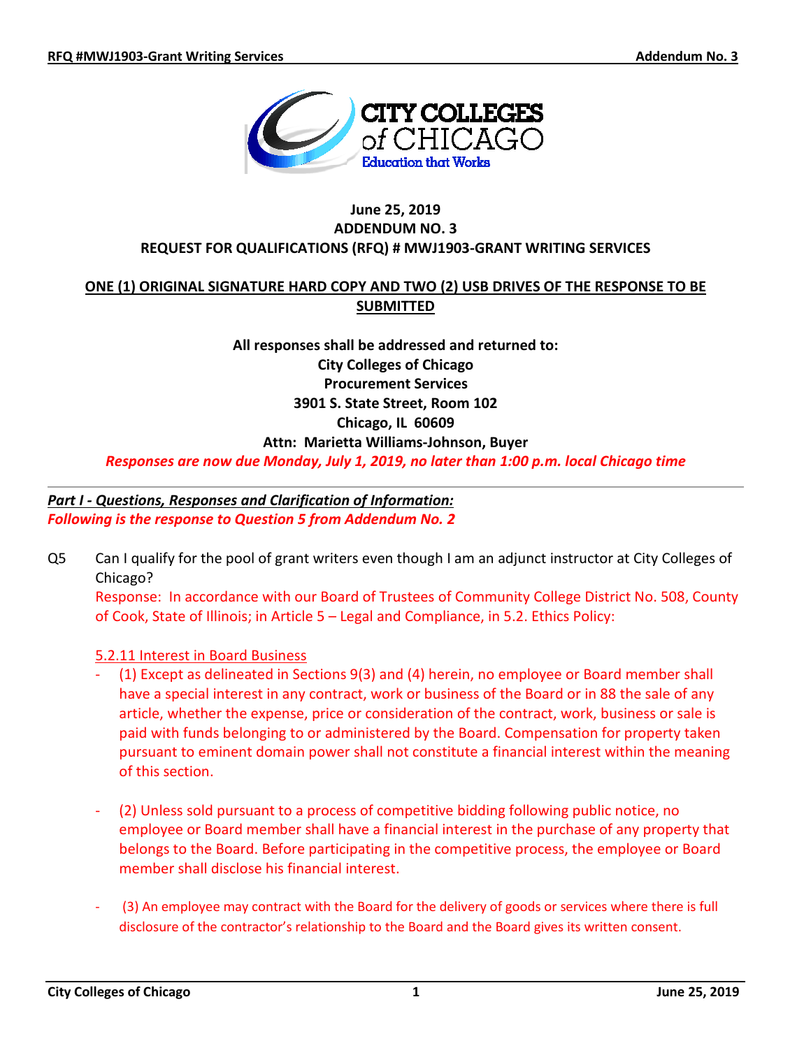**CITY COLLEGES of CHICAGO**
*Education that Works*

**June 25, 2019**
**ADDENDUM NO. 3**
**REQUEST FOR QUALIFICATIONS (RFQ) # MWJ1903-GRANT WRITING SERVICES**

**ONE (1) ORIGINAL SIGNATURE HARD COPY AND TWO (2) USB DRIVES OF THE RESPONSE TO BE SUBMITTED**

**All responses shall be addressed and returned to:**
**City Colleges of Chicago**
**Procurement Services**
**3901 S. State Street, Room 102**
**Chicago, IL 60609**
**Attn: Marietta Williams-Johnson, Buyer**
***Responses are now due Monday, July 1, 2019, no later than 1:00 p.m. local Chicago time***

---

***Part I - Questions, Responses and Clarification of Information:***
***Following is the response to Question 5 from Addendum No. 2***

Q5 Can I qualify for the pool of grant writers even though I am an adjunct instructor at City Colleges of Chicago?

Response: In accordance with our Board of Trustees of Community College District No. 508, County of Cook, State of Illinois; in Article 5 – Legal and Compliance, in 5.2. Ethics Policy:

5.2.11 Interest in Board Business

- (1) Except as delineated in Sections 9(3) and (4) herein, no employee or Board member shall have a special interest in any contract, work or business of the Board or in 88 the sale of any article, whether the expense, price or consideration of the contract, work, business or sale is paid with funds belonging to or administered by the Board. Compensation for property taken pursuant to eminent domain power shall not constitute a financial interest within the meaning of this section.

- (2) Unless sold pursuant to a process of competitive bidding following public notice, no employee or Board member shall have a financial interest in the purchase of any property that belongs to the Board. Before participating in the competitive process, the employee or Board member shall disclose his financial interest.

- (3) An employee may contract with the Board for the delivery of goods or services where there is full disclosure of the contractor's relationship to the Board and the Board gives its written consent.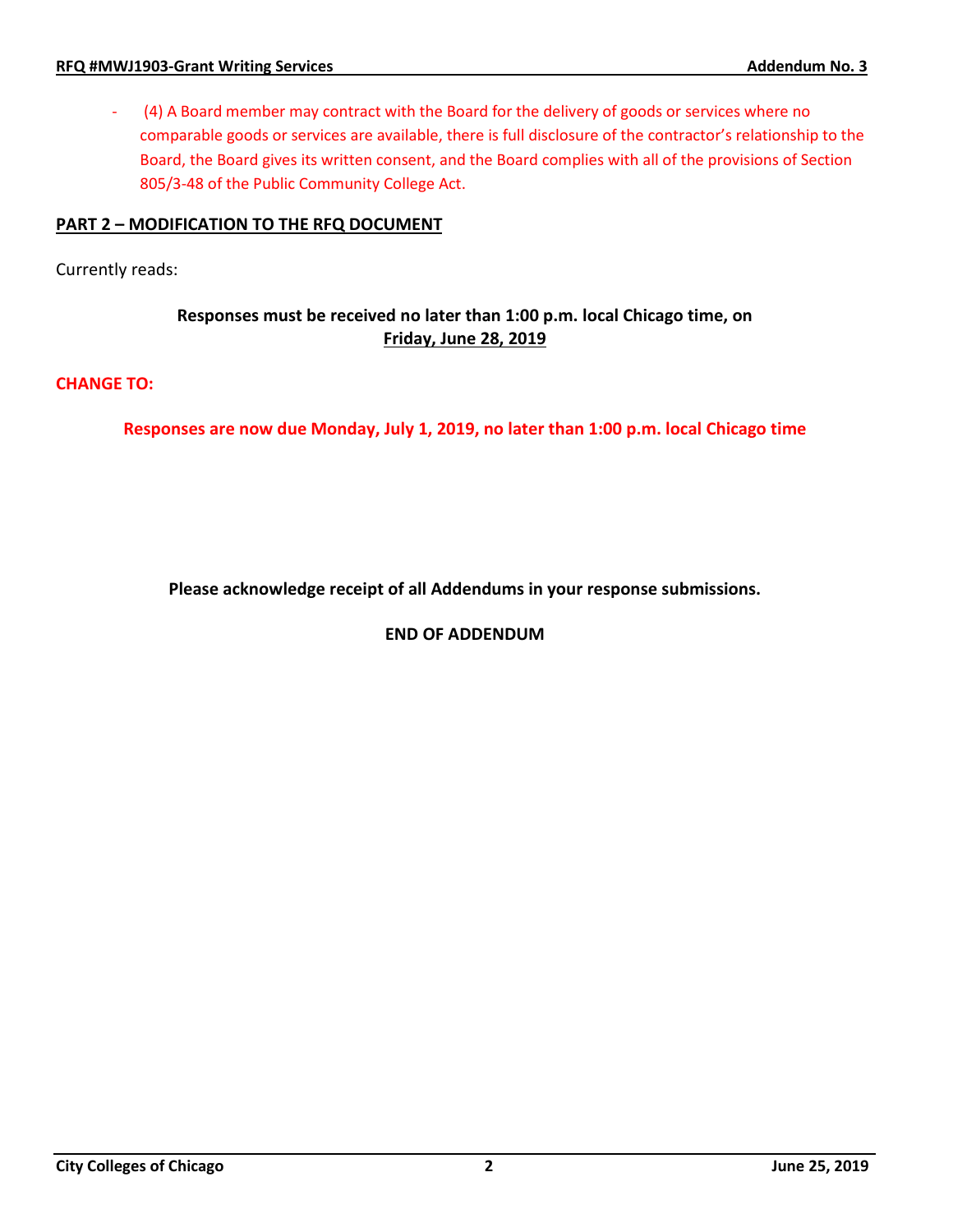- (4) A Board member may contract with the Board for the delivery of goods or services where no comparable goods or services are available, there is full disclosure of the contractor's relationship to the Board, the Board gives its written consent, and the Board complies with all of the provisions of Section 805/3-48 of the Public Community College Act.

## PART 2 – MODIFICATION TO THE RFQ DOCUMENT

Currently reads:

**Responses must be received no later than 1:00 p.m. local Chicago time, on Friday, June 28, 2019**

**CHANGE TO:**

**Responses are now due Monday, July 1, 2019, no later than 1:00 p.m. local Chicago time**

**Please acknowledge receipt of all Addendums in your response submissions.**

**END OF ADDENDUM**